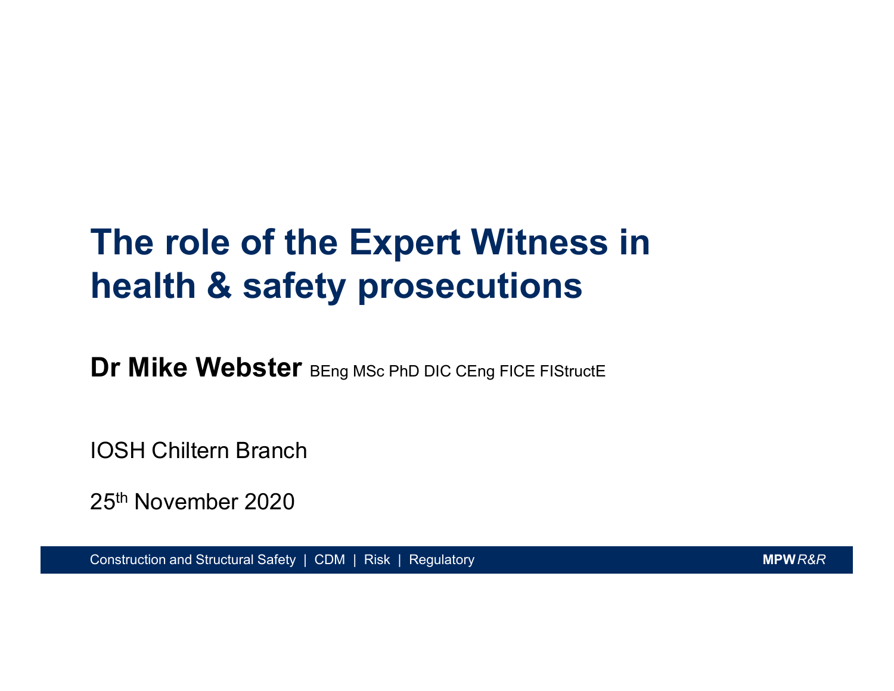# The role of the Expert Witness in health & safety prosecutions

**Dr Mike Webster** BEng MSc PhD DIC CEng FICE FIStructE

IOSH Chiltern Branch

25th November 2020

Construction and Structural Safety | CDM | Risk | Regulatory

**MPW** *R&R*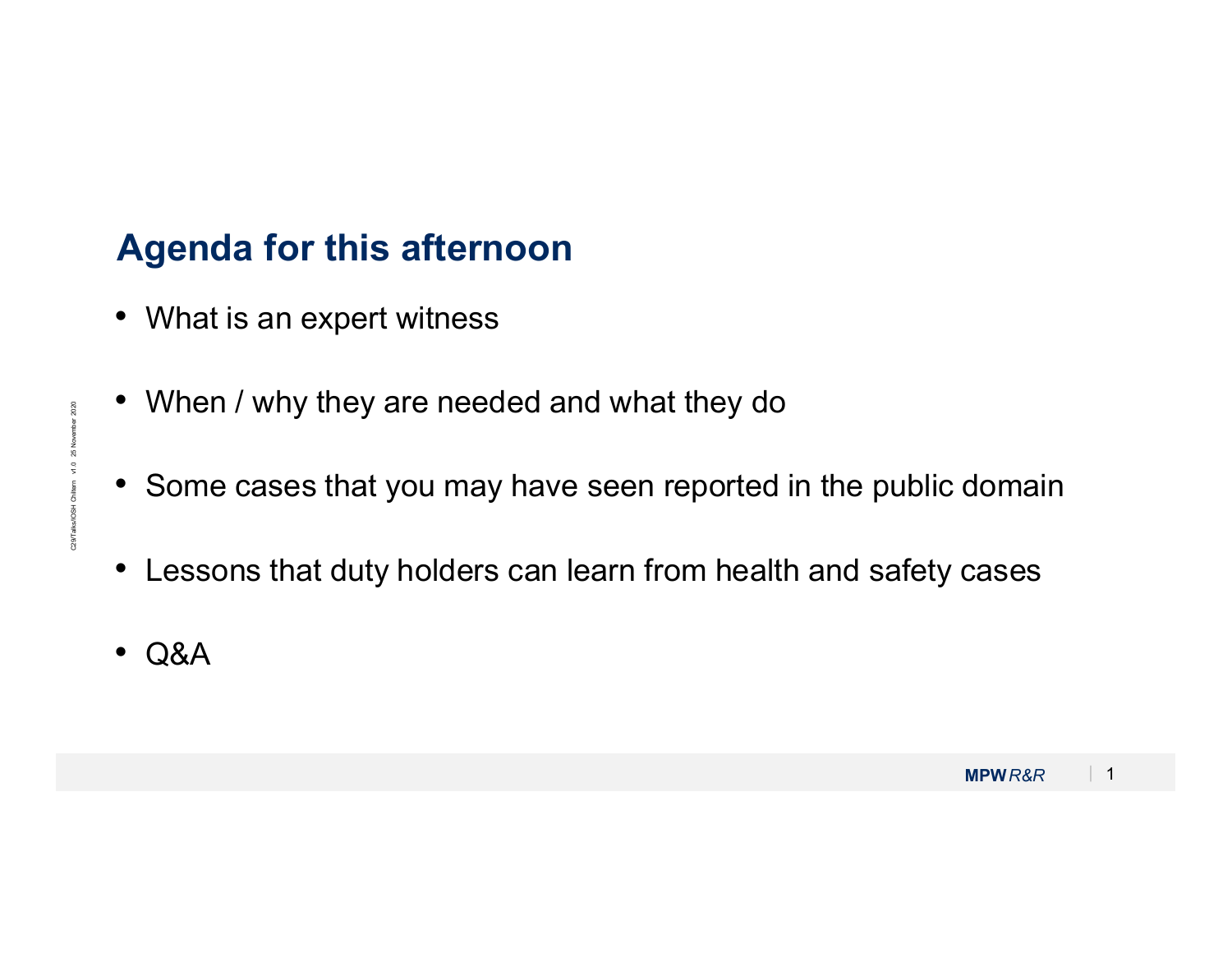## Agenda for this afternoon

- What is an expert witness
- When / why they are needed and what they do
- Some cases that you may have seen reported in the public domain
- Lessons that duty holders can learn from health and safety cases
- Q&A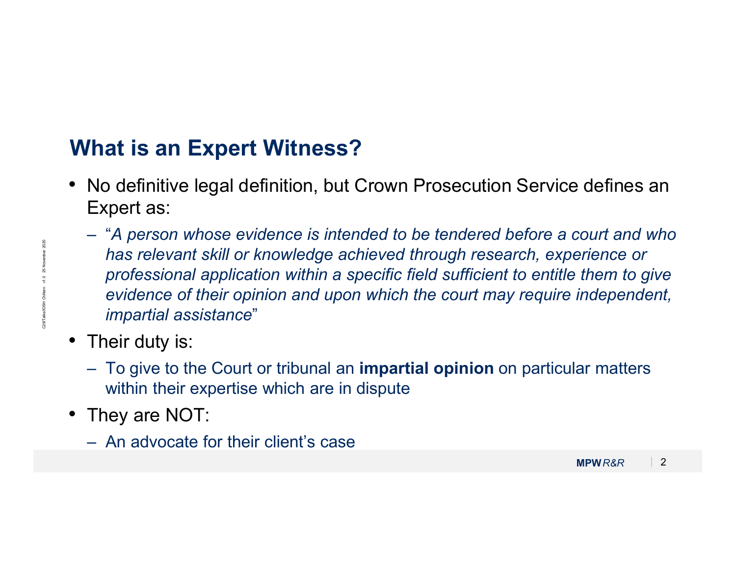## What is an Expert Witness?

- No definitive legal definition, but Crown Prosecution Service defines an Expert as:
  - "*A person whose evidence is intended to be tendered before a court and who has relevant skill or knowledge achieved through research, experience or professional application within a specific field sufficient to entitle them to give evidence of their opinion and upon which the court may require independent, impartial assistance*"
- Their duty is:
  - To give to the Court or tribunal an **impartial opinion** on particular matters within their expertise which are in dispute
- They are NOT:
  - An advocate for their client's case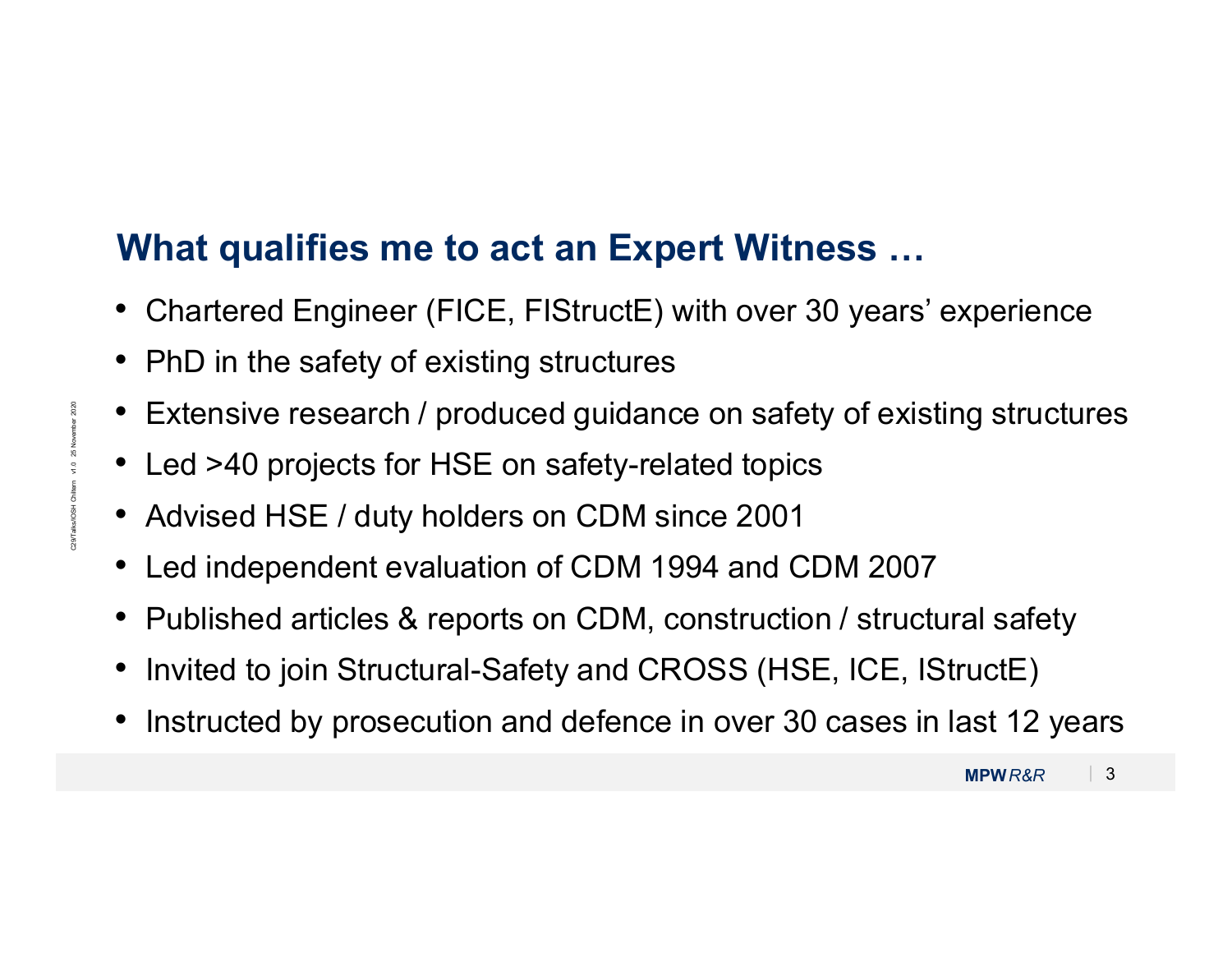## What qualifies me to act an Expert Witness …

- Chartered Engineer (FICE, FIStructE) with over 30 years' experience
- PhD in the safety of existing structures
- Extensive research / produced guidance on safety of existing structures
- Led >40 projects for HSE on safety-related topics
- Advised HSE / duty holders on CDM since 2001
- Led independent evaluation of CDM 1994 and CDM 2007
- Published articles & reports on CDM, construction / structural safety
- Invited to join Structural-Safety and CROSS (HSE, ICE, IStructE)
- Instructed by prosecution and defence in over 30 cases in last 12 years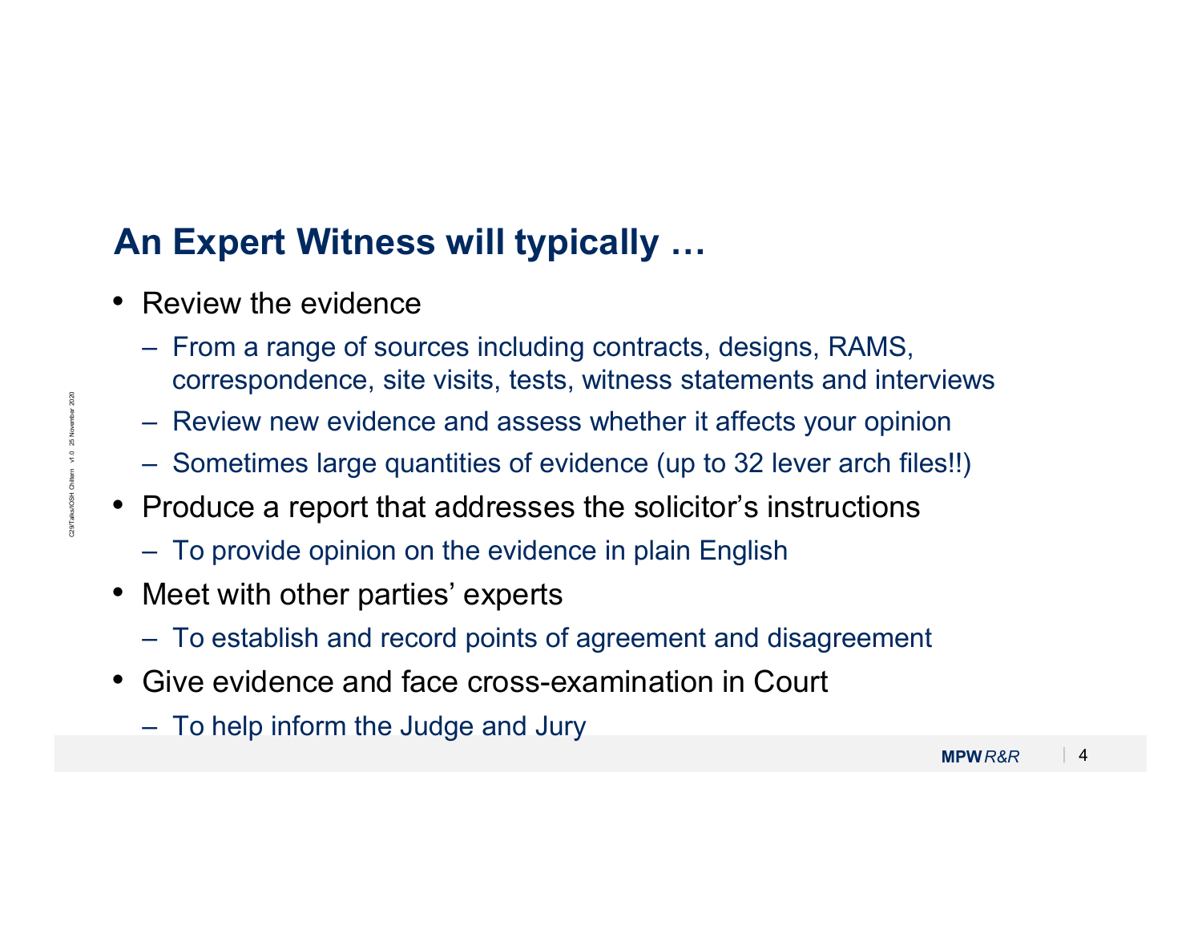## An Expert Witness will typically …

- Review the evidence
  - From a range of sources including contracts, designs, RAMS, correspondence, site visits, tests, witness statements and interviews
  - Review new evidence and assess whether it affects your opinion
  - Sometimes large quantities of evidence (up to 32 lever arch files!!)
- Produce a report that addresses the solicitor's instructions
  - To provide opinion on the evidence in plain English
- Meet with other parties' experts
  - To establish and record points of agreement and disagreement
- Give evidence and face cross-examination in Court
  - To help inform the Judge and Jury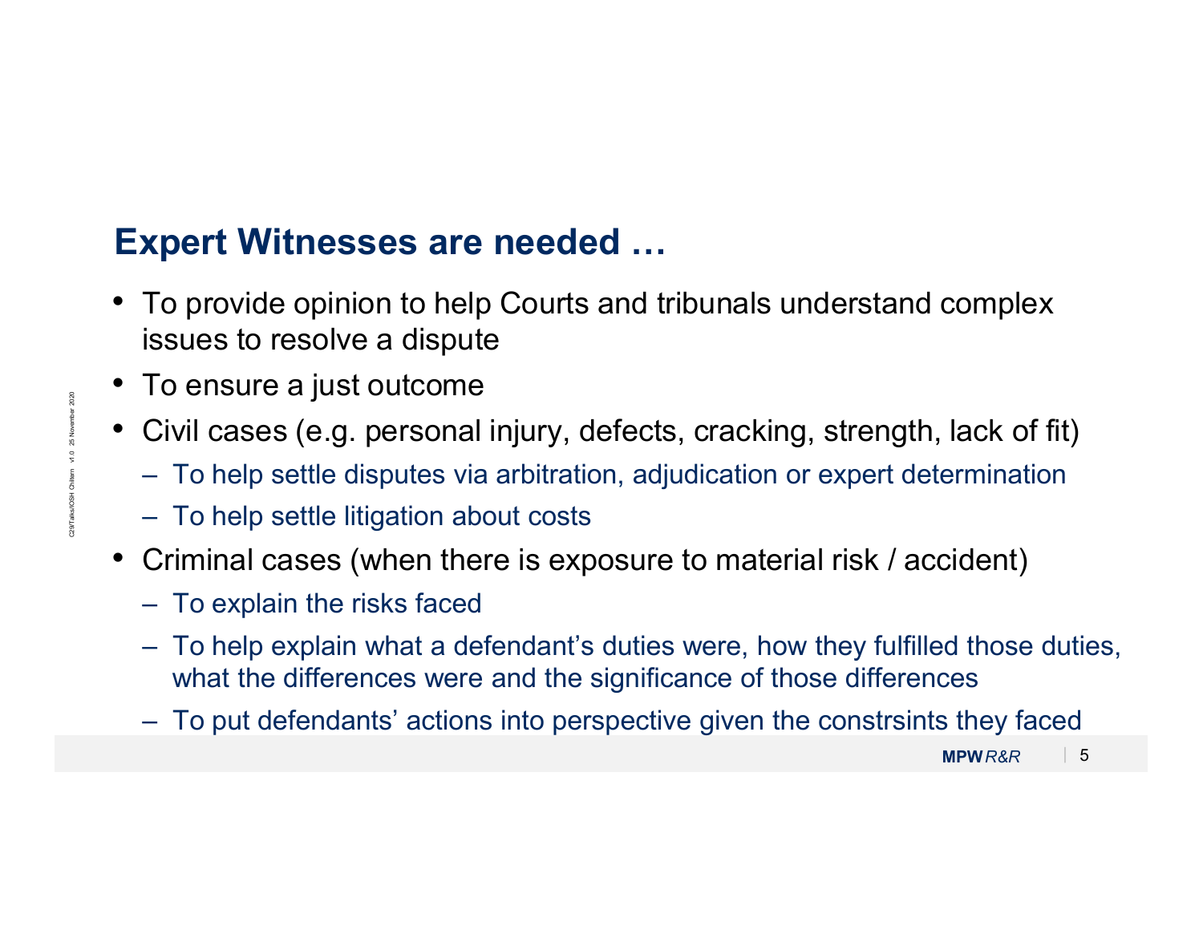## Expert Witnesses are needed …

- To provide opinion to help Courts and tribunals understand complex issues to resolve a dispute
- To ensure a just outcome
- Civil cases (e.g. personal injury, defects, cracking, strength, lack of fit)
  - To help settle disputes via arbitration, adjudication or expert determination
  - To help settle litigation about costs
- Criminal cases (when there is exposure to material risk / accident)
  - To explain the risks faced
  - To help explain what a defendant's duties were, how they fulfilled those duties, what the differences were and the significance of those differences
  - To put defendants' actions into perspective given the constrsints they faced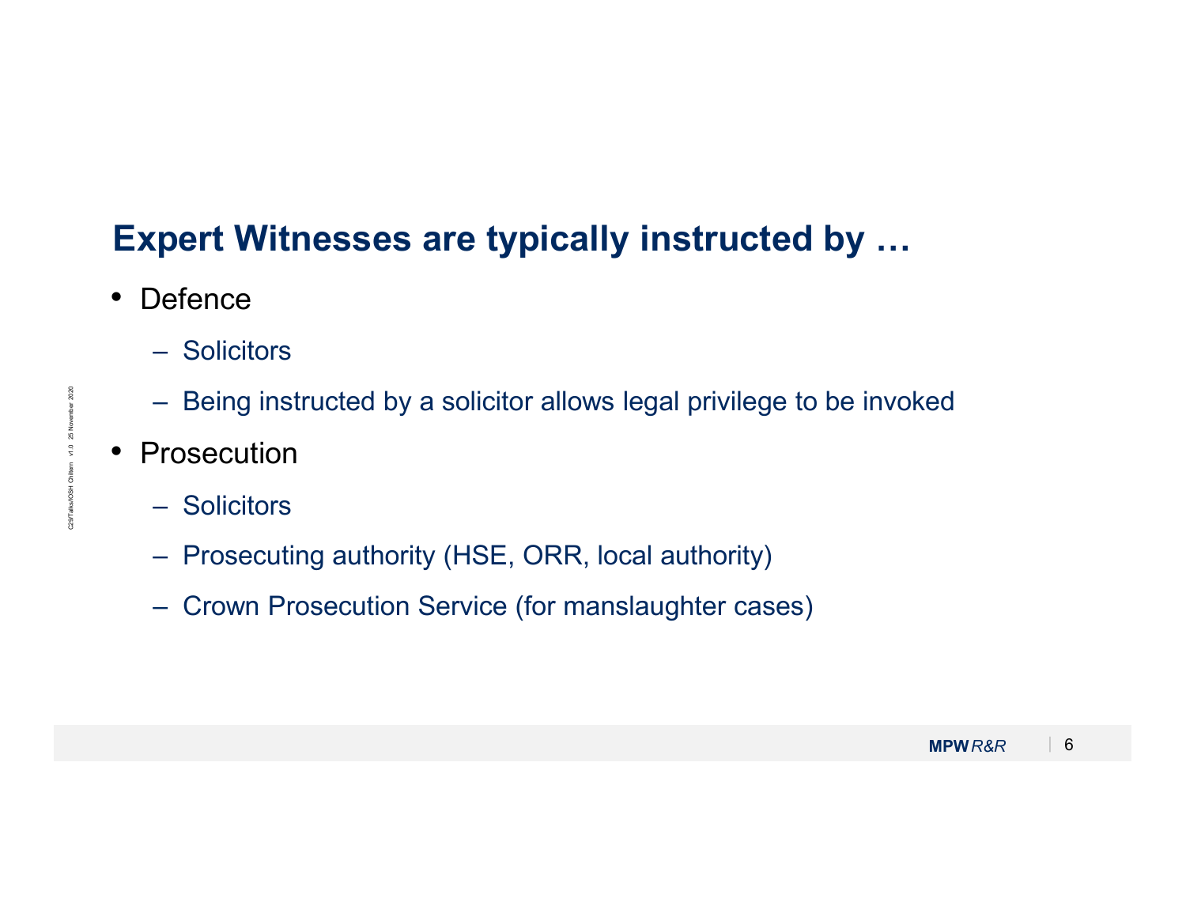# Expert Witnesses are typically instructed by …

- Defence
  - Solicitors
  - Being instructed by a solicitor allows legal privilege to be invoked
- Prosecution
  - Solicitors
  - Prosecuting authority (HSE, ORR, local authority)
  - Crown Prosecution Service (for manslaughter cases)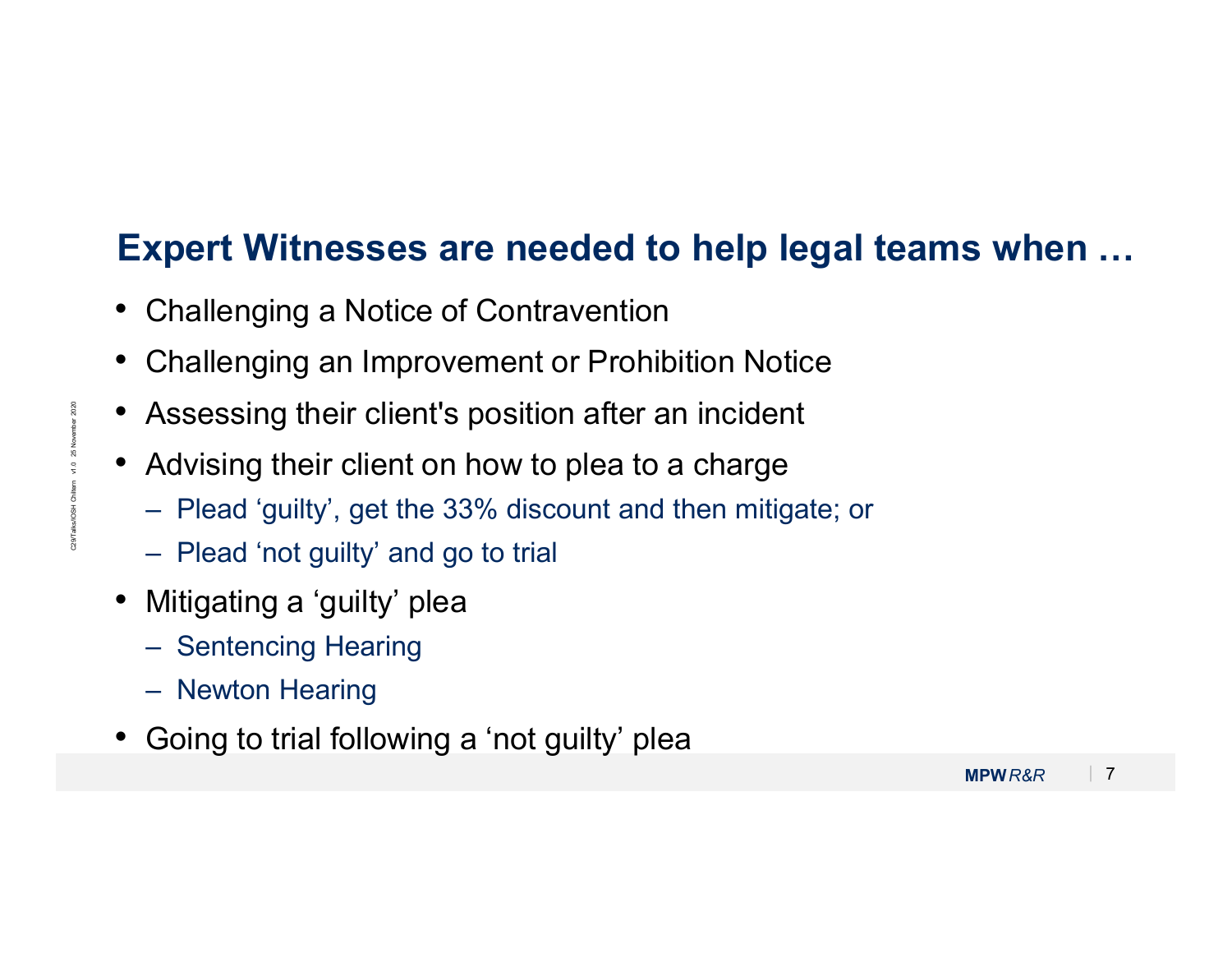## Expert Witnesses are needed to help legal teams when …

- Challenging a Notice of Contravention
- Challenging an Improvement or Prohibition Notice
- Assessing their client's position after an incident
- Advising their client on how to plea to a charge
  - Plead 'guilty', get the 33% discount and then mitigate; or
  - Plead 'not guilty' and go to trial
- Mitigating a 'guilty' plea
  - Sentencing Hearing
  - Newton Hearing
- Going to trial following a 'not guilty' plea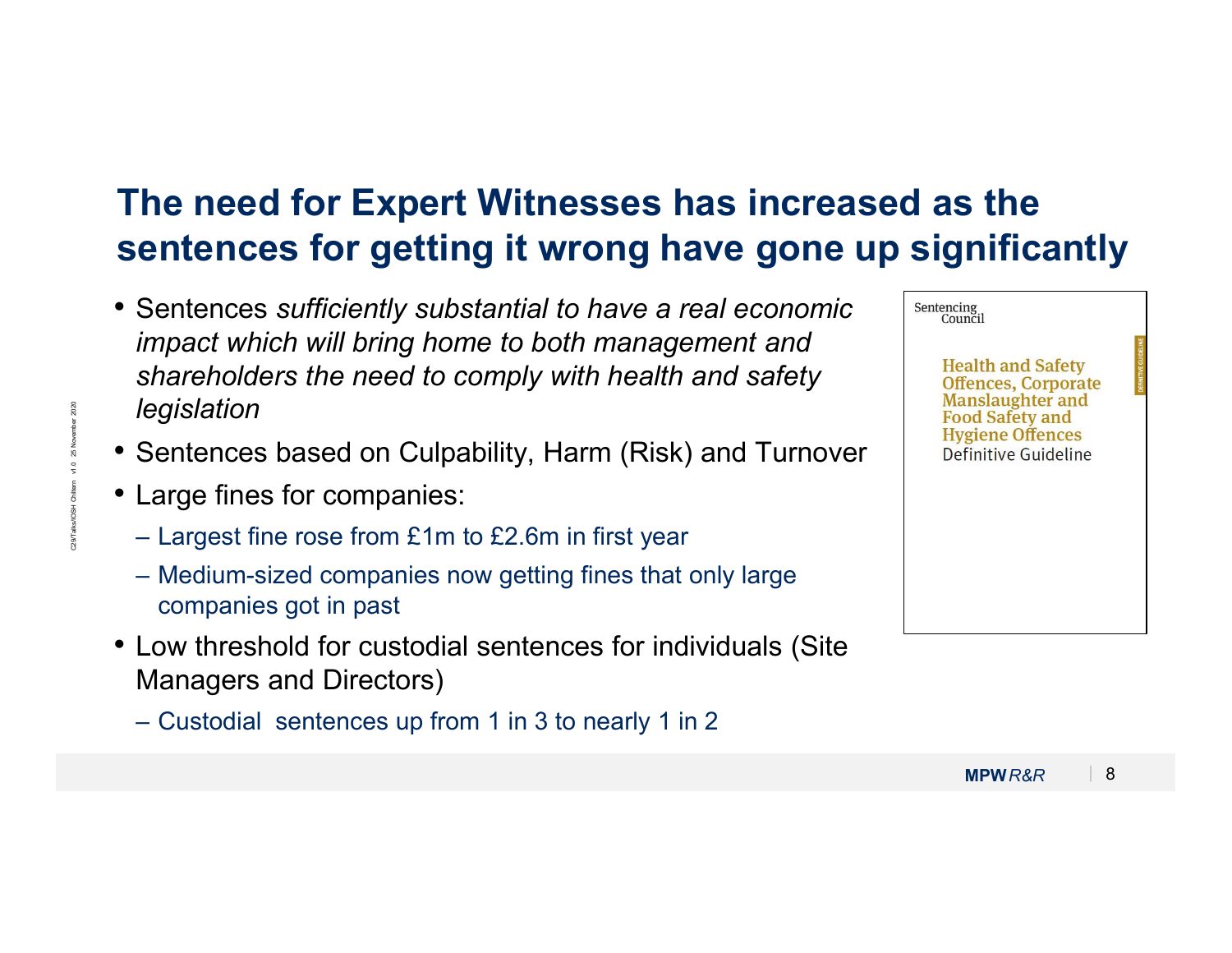# The need for Expert Witnesses has increased as the sentences for getting it wrong have gone up significantly

- Sentences *sufficiently substantial to have a real economic impact which will bring home to both management and shareholders the need to comply with health and safety legislation*
- Sentences based on Culpability, Harm (Risk) and Turnover
- Large fines for companies:
  - Largest fine rose from £1m to £2.6m in first year
  - Medium-sized companies now getting fines that only large companies got in past
- Low threshold for custodial sentences for individuals (Site Managers and Directors)
  - Custodial sentences up from 1 in 3 to nearly 1 in 2

Sentencing Council

Health and Safety Offences, Corporate Manslaughter and Food Safety and Hygiene Offences

Definitive Guideline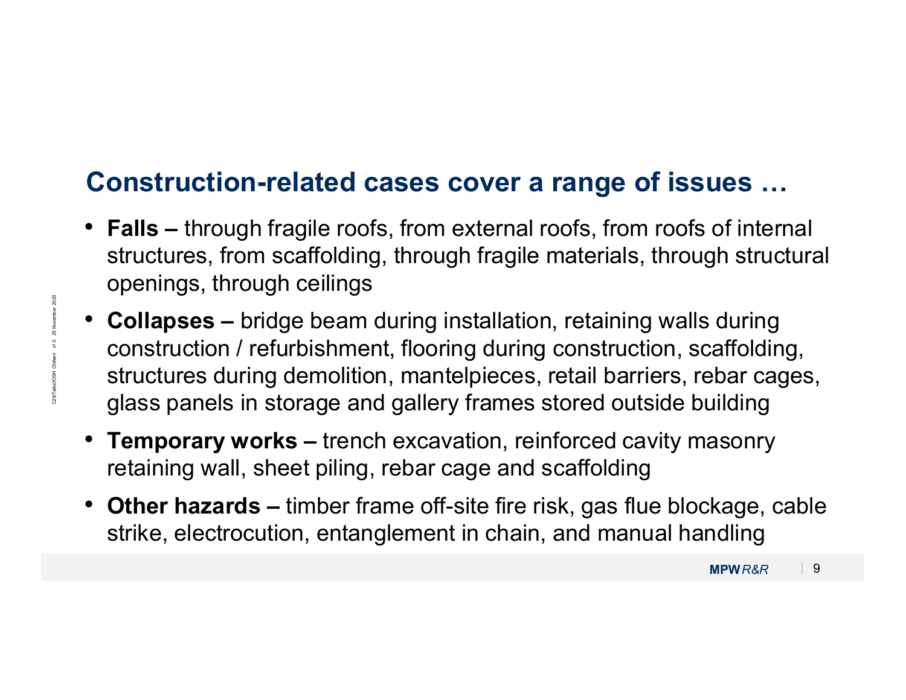## Construction-related cases cover a range of issues …

- **Falls –** through fragile roofs, from external roofs, from roofs of internal structures, from scaffolding, through fragile materials, through structural openings, through ceilings
- **Collapses –** bridge beam during installation, retaining walls during construction / refurbishment, flooring during construction, scaffolding, structures during demolition, mantelpieces, retail barriers, rebar cages, glass panels in storage and gallery frames stored outside building
- **Temporary works –** trench excavation, reinforced cavity masonry retaining wall, sheet piling, rebar cage and scaffolding
- **Other hazards –** timber frame off-site fire risk, gas flue blockage, cable strike, electrocution, entanglement in chain, and manual handling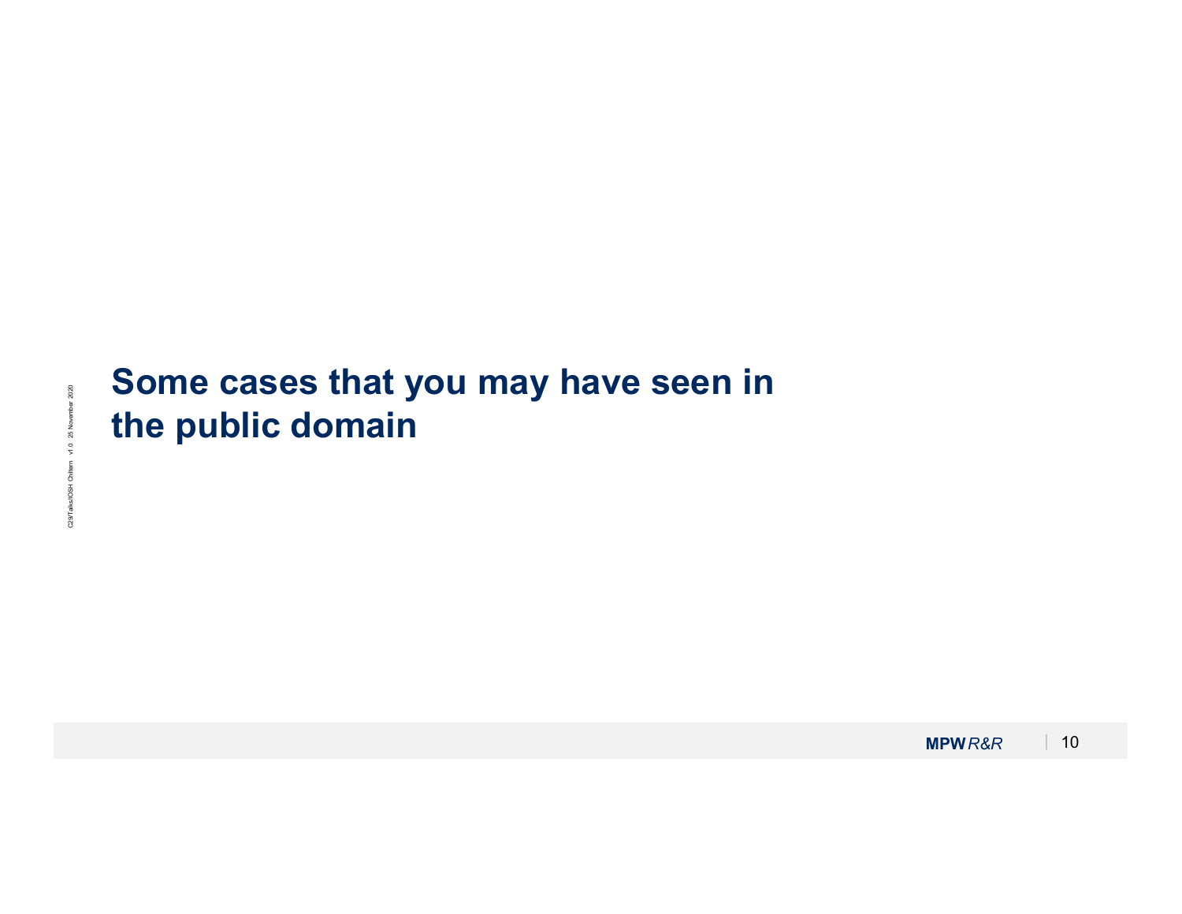# Some cases that you may have seen in the public domain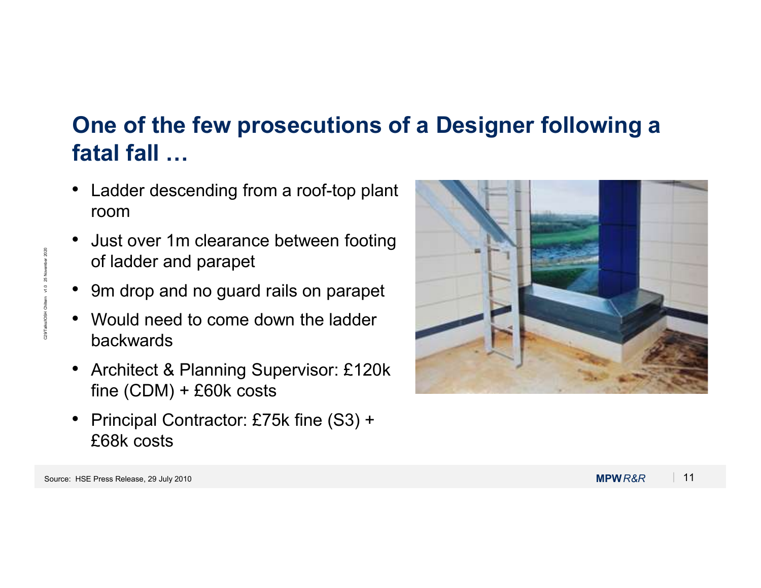# One of the few prosecutions of a Designer following a fatal fall …

- Ladder descending from a roof-top plant room
- Just over 1m clearance between footing of ladder and parapet
- 9m drop and no guard rails on parapet
- Would need to come down the ladder backwards
- Architect & Planning Supervisor: £120k fine (CDM) + £60k costs
- Principal Contractor: £75k fine (S3) + £68k costs

Source: HSE Press Release, 29 July 2010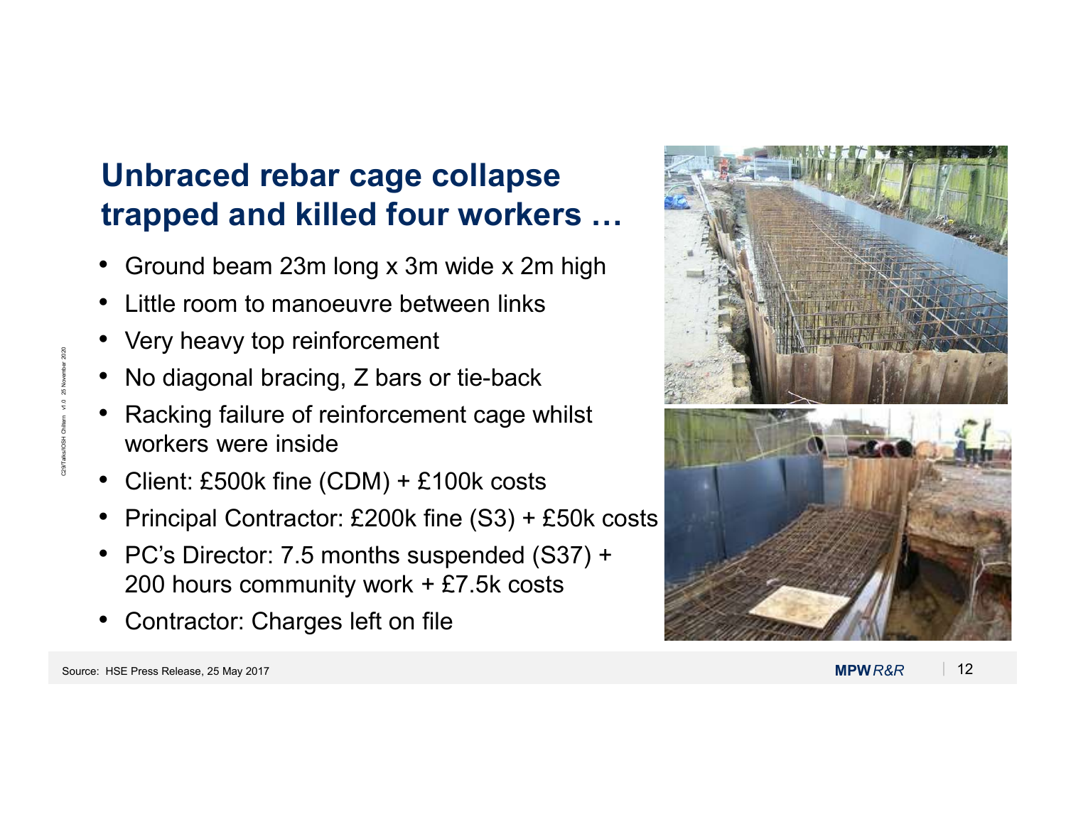## Unbraced rebar cage collapse trapped and killed four workers …

- Ground beam 23m long x 3m wide x 2m high
- Little room to manoeuvre between links
- Very heavy top reinforcement
- No diagonal bracing, Z bars or tie-back
- Racking failure of reinforcement cage whilst workers were inside
- Client: £500k fine (CDM) + £100k costs
- Principal Contractor: £200k fine (S3) + £50k costs
- PC's Director: 7.5 months suspended (S37) + 200 hours community work + £7.5k costs
- Contractor: Charges left on file

Source: HSE Press Release, 25 May 2017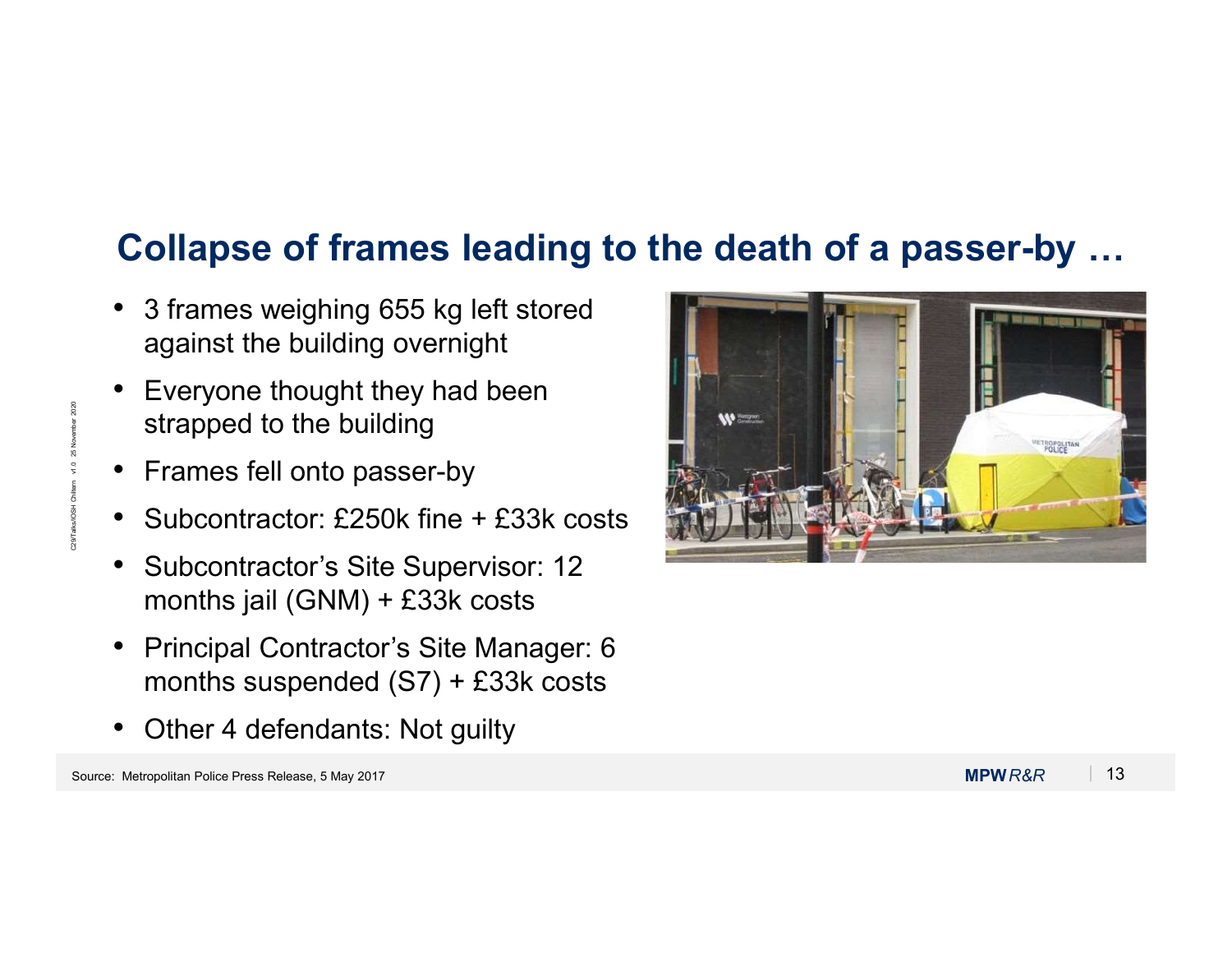## Collapse of frames leading to the death of a passer-by …

- 3 frames weighing 655 kg left stored against the building overnight
- Everyone thought they had been strapped to the building
- Frames fell onto passer-by
- Subcontractor: £250k fine + £33k costs
- Subcontractor's Site Supervisor: 12 months jail (GNM) + £33k costs
- Principal Contractor's Site Manager: 6 months suspended (S7) + £33k costs
- Other 4 defendants: Not guilty

Source: Metropolitan Police Press Release, 5 May 2017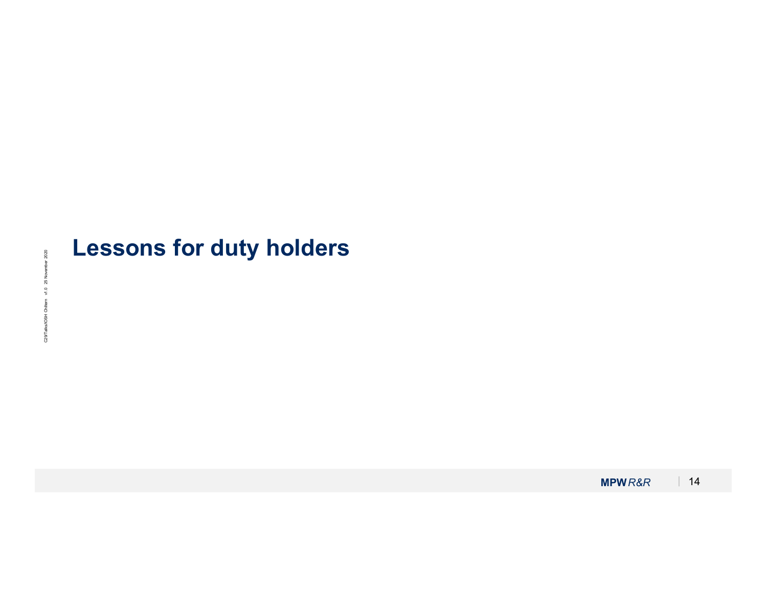# Lessons for duty holders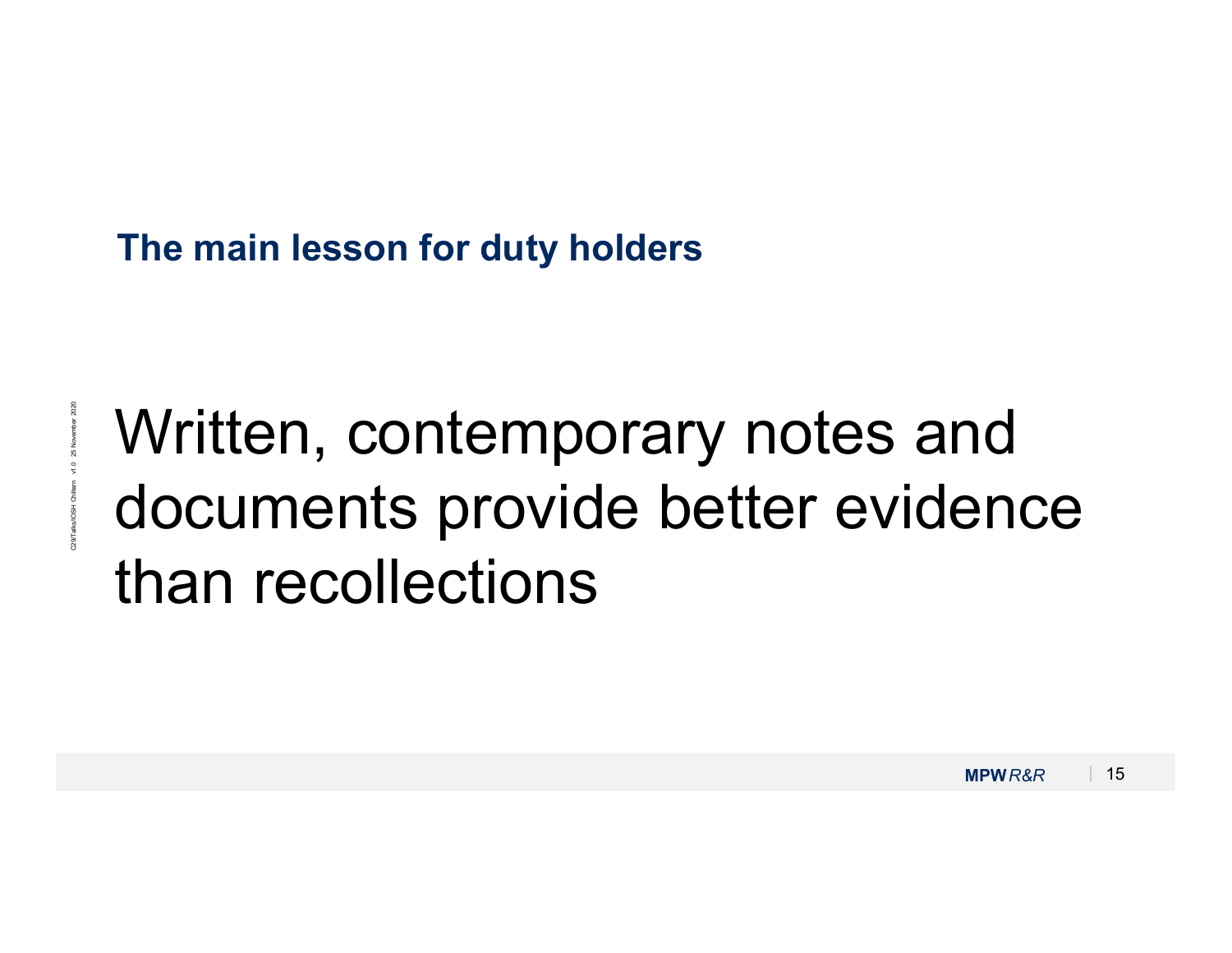## The main lesson for duty holders

Written, contemporary notes and documents provide better evidence than recollections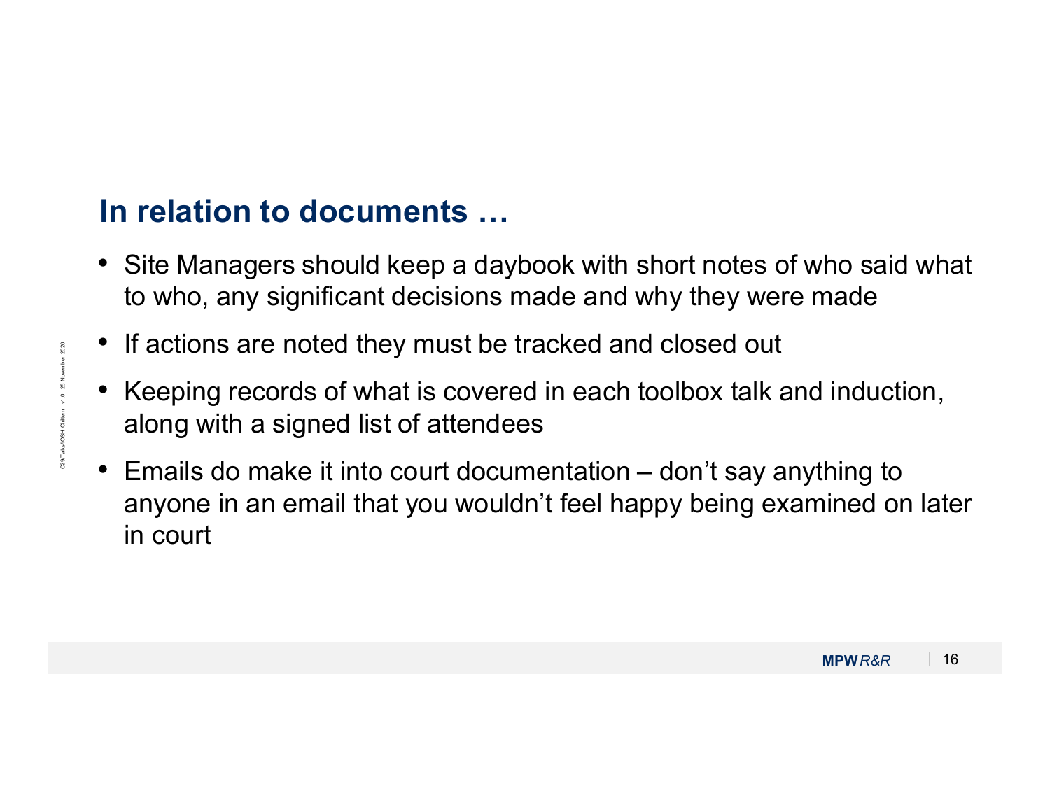## In relation to documents …

- Site Managers should keep a daybook with short notes of who said what to who, any significant decisions made and why they were made
- If actions are noted they must be tracked and closed out
- Keeping records of what is covered in each toolbox talk and induction, along with a signed list of attendees
- Emails do make it into court documentation – don't say anything to anyone in an email that you wouldn't feel happy being examined on later in court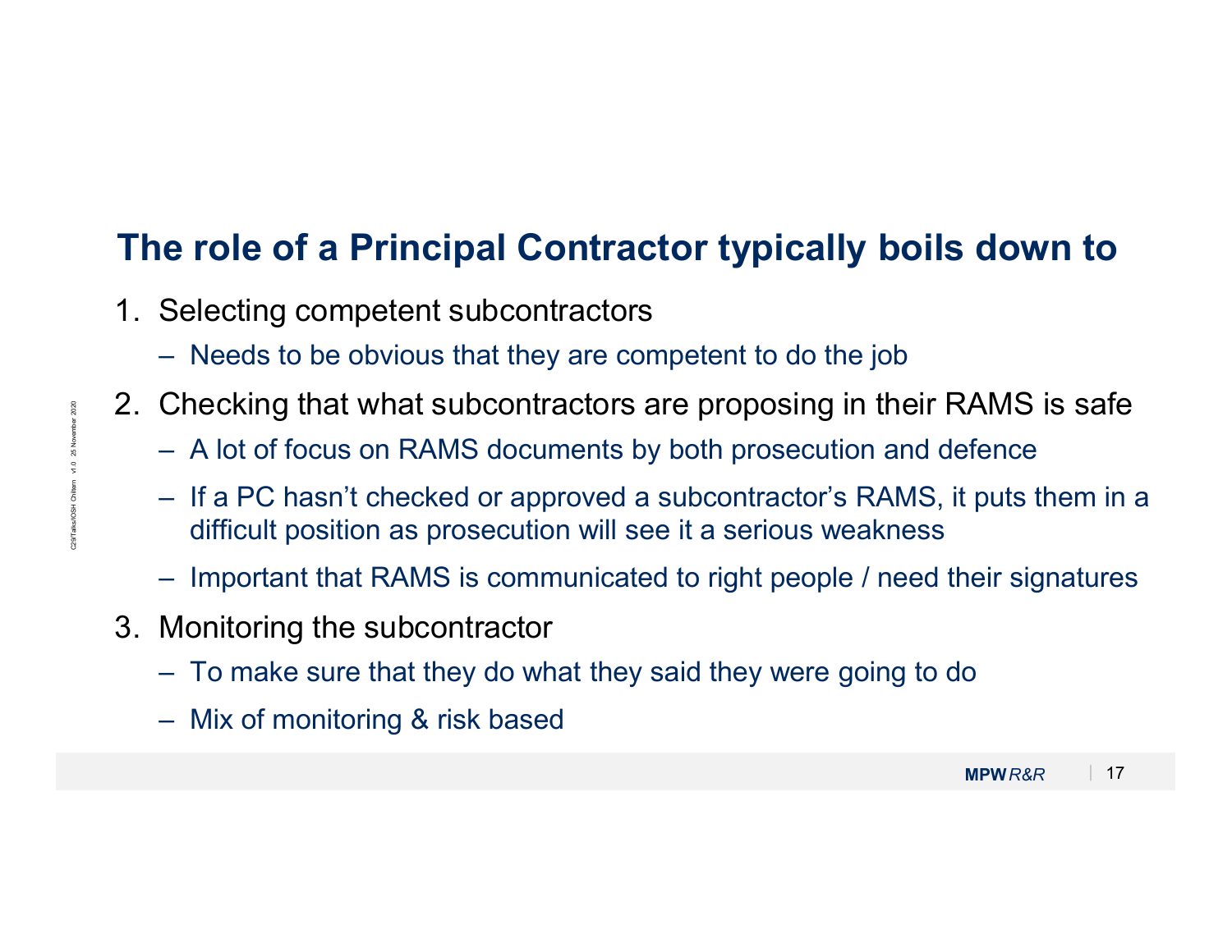# The role of a Principal Contractor typically boils down to

1. Selecting competent subcontractors
   - Needs to be obvious that they are competent to do the job
2. Checking that what subcontractors are proposing in their RAMS is safe
   - A lot of focus on RAMS documents by both prosecution and defence
   - If a PC hasn't checked or approved a subcontractor's RAMS, it puts them in a difficult position as prosecution will see it a serious weakness
   - Important that RAMS is communicated to right people / need their signatures
3. Monitoring the subcontractor
   - To make sure that they do what they said they were going to do
   - Mix of monitoring & risk based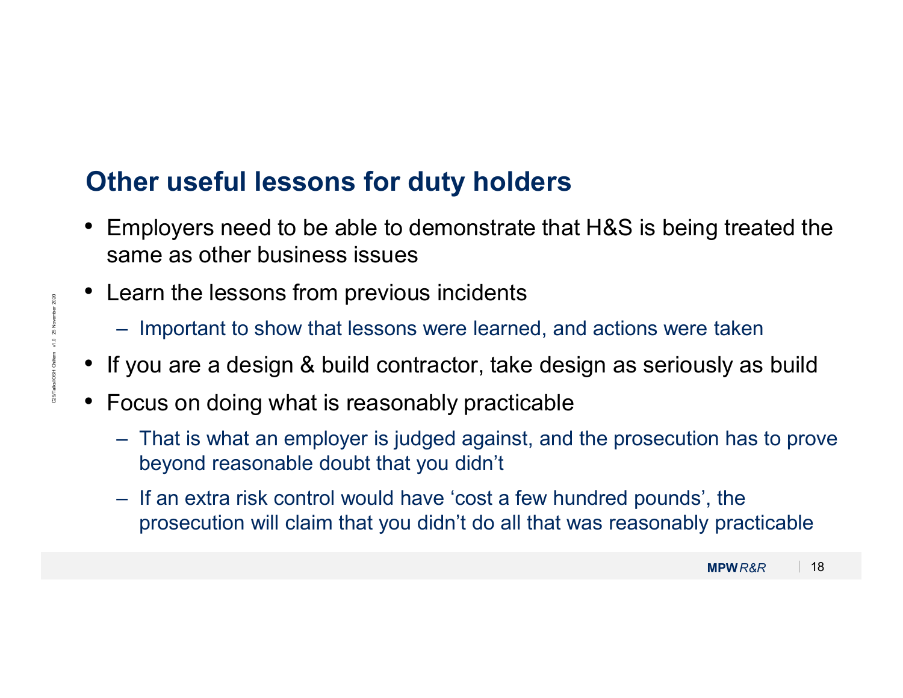## Other useful lessons for duty holders

- Employers need to be able to demonstrate that H&S is being treated the same as other business issues
- Learn the lessons from previous incidents
  - Important to show that lessons were learned, and actions were taken
- If you are a design & build contractor, take design as seriously as build
- Focus on doing what is reasonably practicable
  - That is what an employer is judged against, and the prosecution has to prove beyond reasonable doubt that you didn't
  - If an extra risk control would have 'cost a few hundred pounds', the prosecution will claim that you didn't do all that was reasonably practicable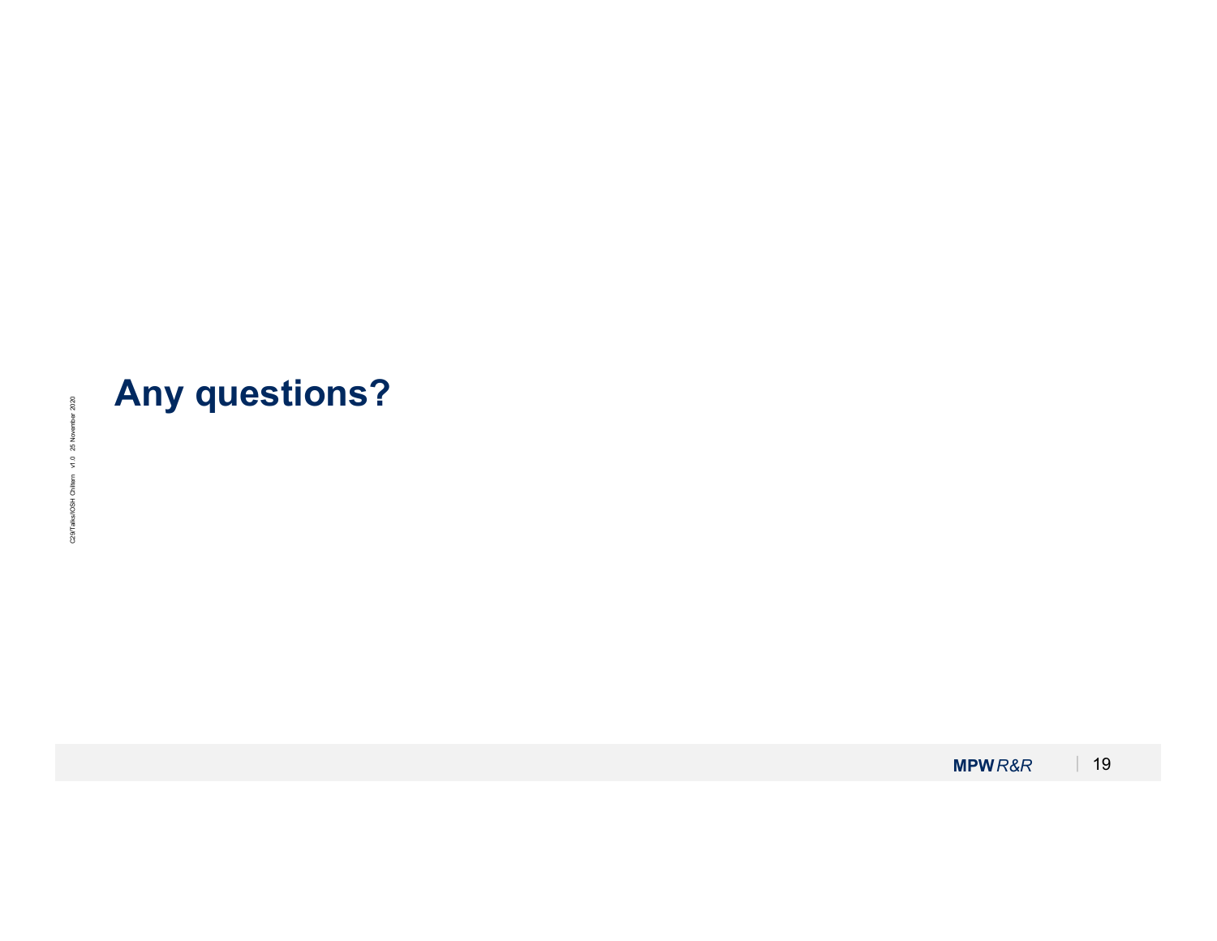# Any questions?